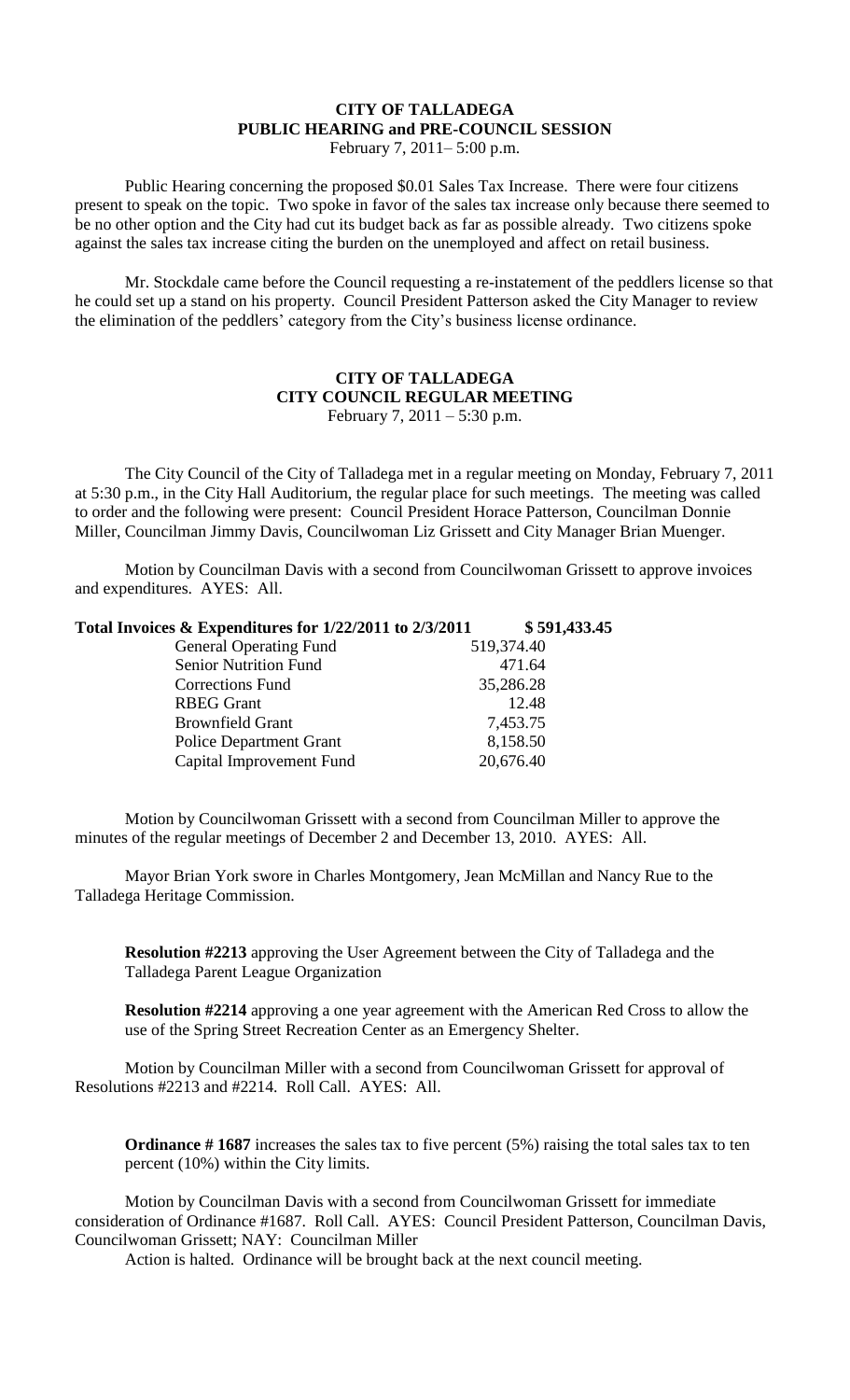# CITY OF TALLADEGA
# PUBLIC HEARING and PRE-COUNCIL SESSION

February 7, 2011– 5:00 p.m.

Public Hearing concerning the proposed $0.01 Sales Tax Increase. There were four citizens present to speak on the topic. Two spoke in favor of the sales tax increase only because there seemed to be no other option and the City had cut its budget back as far as possible already. Two citizens spoke against the sales tax increase citing the burden on the unemployed and affect on retail business.

Mr. Stockdale came before the Council requesting a re-instatement of the peddlers license so that he could set up a stand on his property. Council President Patterson asked the City Manager to review the elimination of the peddlers' category from the City's business license ordinance.

# CITY OF TALLADEGA
# CITY COUNCIL REGULAR MEETING

February 7, 2011 – 5:30 p.m.

The City Council of the City of Talladega met in a regular meeting on Monday, February 7, 2011 at 5:30 p.m., in the City Hall Auditorium, the regular place for such meetings. The meeting was called to order and the following were present: Council President Horace Patterson, Councilman Donnie Miller, Councilman Jimmy Davis, Councilwoman Liz Grissett and City Manager Brian Muenger.

Motion by Councilman Davis with a second from Councilwoman Grissett to approve invoices and expenditures. AYES: All.

| **Total Invoices & Expenditures for 1/22/2011 to 2/3/2011** | **$ 591,433.45** |
|---|---|
| General Operating Fund | 519,374.40 |
| Senior Nutrition Fund | 471.64 |
| Corrections Fund | 35,286.28 |
| RBEG Grant | 12.48 |
| Brownfield Grant | 7,453.75 |
| Police Department Grant | 8,158.50 |
| Capital Improvement Fund | 20,676.40 |

Motion by Councilwoman Grissett with a second from Councilman Miller to approve the minutes of the regular meetings of December 2 and December 13, 2010. AYES: All.

Mayor Brian York swore in Charles Montgomery, Jean McMillan and Nancy Rue to the Talladega Heritage Commission.

**Resolution #2213** approving the User Agreement between the City of Talladega and the Talladega Parent League Organization

**Resolution #2214** approving a one year agreement with the American Red Cross to allow the use of the Spring Street Recreation Center as an Emergency Shelter.

Motion by Councilman Miller with a second from Councilwoman Grissett for approval of Resolutions #2213 and #2214. Roll Call. AYES: All.

**Ordinance # 1687** increases the sales tax to five percent (5%) raising the total sales tax to ten percent (10%) within the City limits.

Motion by Councilman Davis with a second from Councilwoman Grissett for immediate consideration of Ordinance #1687. Roll Call. AYES: Council President Patterson, Councilman Davis, Councilwoman Grissett; NAY: Councilman Miller

Action is halted. Ordinance will be brought back at the next council meeting.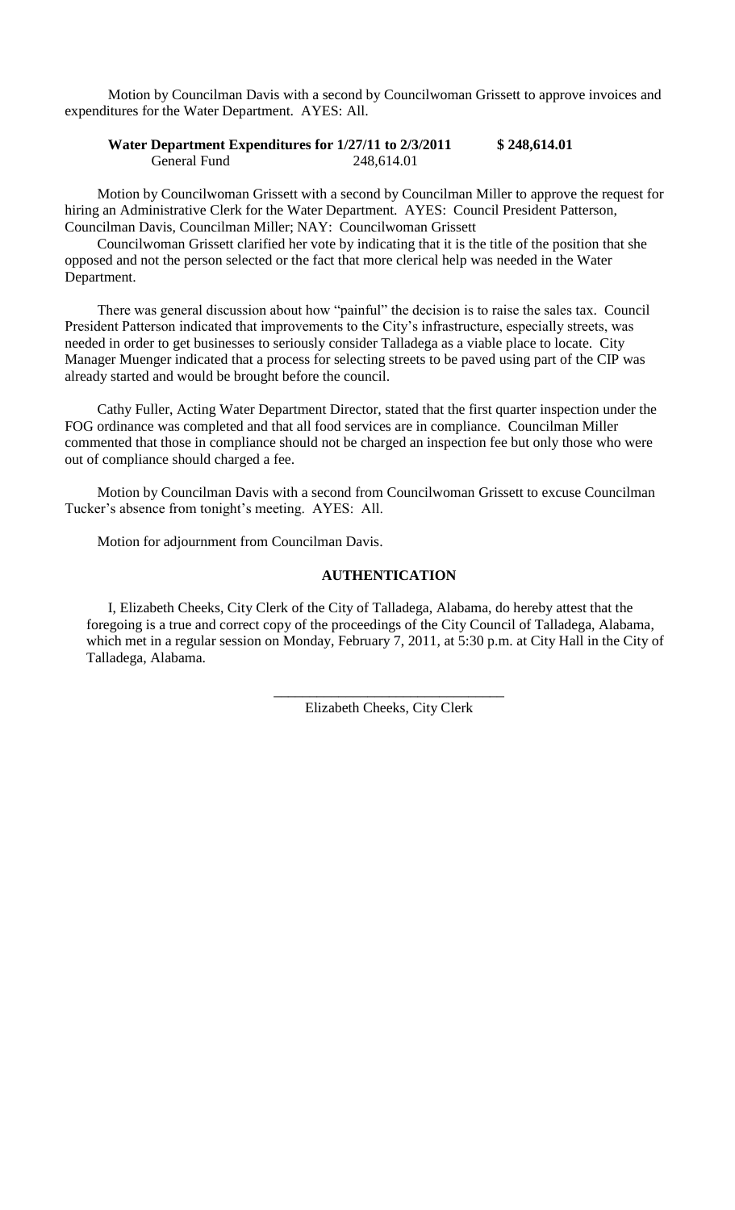Motion by Councilman Davis with a second by Councilwoman Grissett to approve invoices and expenditures for the Water Department. AYES: All.

| | | |
|---|---|---|
| **Water Department Expenditures for 1/27/11 to 2/3/2011** | | **$ 248,614.01** |
| General Fund | 248,614.01 | |

Motion by Councilwoman Grissett with a second by Councilman Miller to approve the request for hiring an Administrative Clerk for the Water Department. AYES: Council President Patterson, Councilman Davis, Councilman Miller; NAY: Councilwoman Grissett

Councilwoman Grissett clarified her vote by indicating that it is the title of the position that she opposed and not the person selected or the fact that more clerical help was needed in the Water Department.

There was general discussion about how "painful" the decision is to raise the sales tax. Council President Patterson indicated that improvements to the City's infrastructure, especially streets, was needed in order to get businesses to seriously consider Talladega as a viable place to locate. City Manager Muenger indicated that a process for selecting streets to be paved using part of the CIP was already started and would be brought before the council.

Cathy Fuller, Acting Water Department Director, stated that the first quarter inspection under the FOG ordinance was completed and that all food services are in compliance. Councilman Miller commented that those in compliance should not be charged an inspection fee but only those who were out of compliance should charged a fee.

Motion by Councilman Davis with a second from Councilwoman Grissett to excuse Councilman Tucker's absence from tonight's meeting. AYES: All.

Motion for adjournment from Councilman Davis.

## AUTHENTICATION

I, Elizabeth Cheeks, City Clerk of the City of Talladega, Alabama, do hereby attest that the foregoing is a true and correct copy of the proceedings of the City Council of Talladega, Alabama, which met in a regular session on Monday, February 7, 2011, at 5:30 p.m. at City Hall in the City of Talladega, Alabama.

\_\_\_\_\_\_\_\_\_\_\_\_\_\_\_\_\_\_\_\_\_\_\_\_\_\_\_\_\_\_\_\_

Elizabeth Cheeks, City Clerk